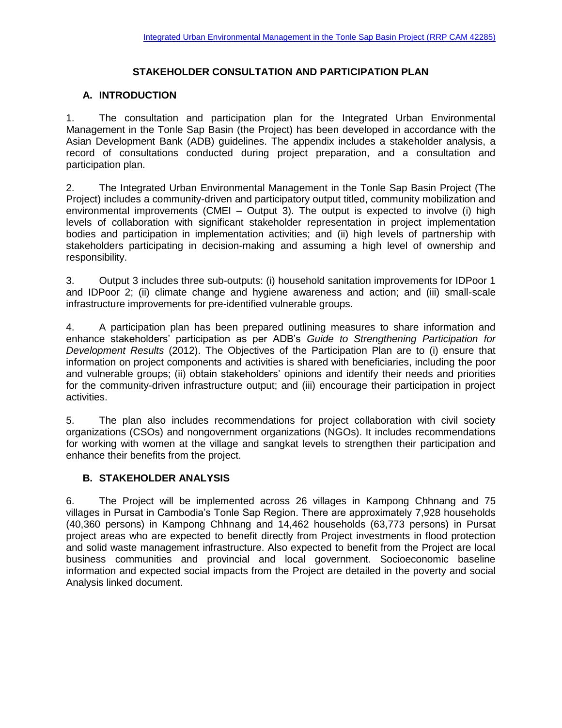# STAKEHOLDER CONSULTATION AND PARTICIPATION PLAN

## A. INTRODUCTION

1. The consultation and participation plan for the Integrated Urban Environmental Management in the Tonle Sap Basin (the Project) has been developed in accordance with the Asian Development Bank (ADB) guidelines. The appendix includes a stakeholder analysis, a record of consultations conducted during project preparation, and a consultation and participation plan.

2. The Integrated Urban Environmental Management in the Tonle Sap Basin Project (The Project) includes a community-driven and participatory output titled, community mobilization and environmental improvements (CMEI – Output 3). The output is expected to involve (i) high levels of collaboration with significant stakeholder representation in project implementation bodies and participation in implementation activities; and (ii) high levels of partnership with stakeholders participating in decision-making and assuming a high level of ownership and responsibility.

3. Output 3 includes three sub-outputs: (i) household sanitation improvements for IDPoor 1 and IDPoor 2; (ii) climate change and hygiene awareness and action; and (iii) small-scale infrastructure improvements for pre-identified vulnerable groups.

4. A participation plan has been prepared outlining measures to share information and enhance stakeholders' participation as per ADB's *Guide to Strengthening Participation for Development Results* (2012). The Objectives of the Participation Plan are to (i) ensure that information on project components and activities is shared with beneficiaries, including the poor and vulnerable groups; (ii) obtain stakeholders' opinions and identify their needs and priorities for the community-driven infrastructure output; and (iii) encourage their participation in project activities.

5. The plan also includes recommendations for project collaboration with civil society organizations (CSOs) and nongovernment organizations (NGOs). It includes recommendations for working with women at the village and sangkat levels to strengthen their participation and enhance their benefits from the project.

## B. STAKEHOLDER ANALYSIS

6. The Project will be implemented across 26 villages in Kampong Chhnang and 75 villages in Pursat in Cambodia's Tonle Sap Region. There are approximately 7,928 households (40,360 persons) in Kampong Chhnang and 14,462 households (63,773 persons) in Pursat project areas who are expected to benefit directly from Project investments in flood protection and solid waste management infrastructure. Also expected to benefit from the Project are local business communities and provincial and local government. Socioeconomic baseline information and expected social impacts from the Project are detailed in the poverty and social Analysis linked document.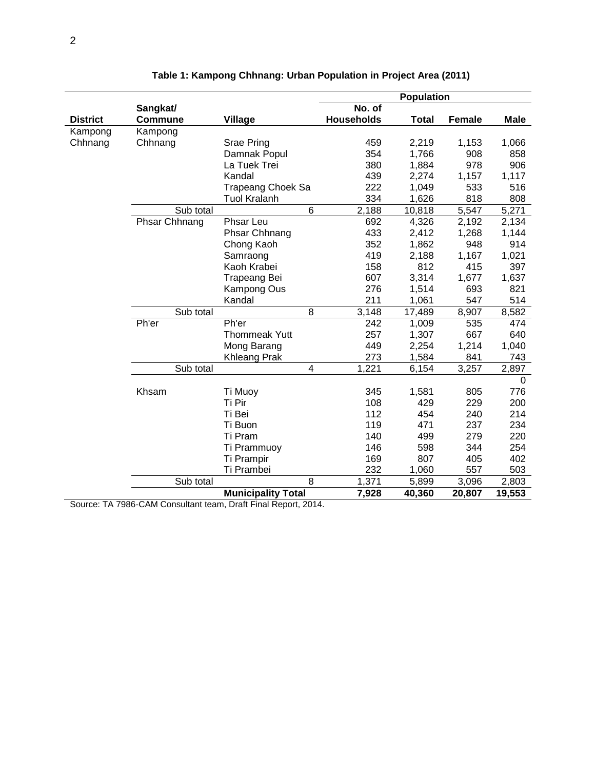**Table 1: Kampong Chhnang: Urban Population in Project Area (2011)**

| District | Sangkat/ Commune | Village | No. of Households | Population Total | Female | Male |
|---|---|---|---|---|---|---|
| Kampong Chhnang | Kampong Chhnang | Srae Pring | 459 | 2,219 | 1,153 | 1,066 |
| | | Damnak Popul | 354 | 1,766 | 908 | 858 |
| | | La Tuek Trei | 380 | 1,884 | 978 | 906 |
| | | Kandal | 439 | 2,274 | 1,157 | 1,117 |
| | | Trapeang Choek Sa | 222 | 1,049 | 533 | 516 |
| | | Tuol Kralanh | 334 | 1,626 | 818 | 808 |
| | Sub total | 6 | 2,188 | 10,818 | 5,547 | 5,271 |
| | Phsar Chhnang | Phsar Leu | 692 | 4,326 | 2,192 | 2,134 |
| | | Phsar Chhnang | 433 | 2,412 | 1,268 | 1,144 |
| | | Chong Kaoh | 352 | 1,862 | 948 | 914 |
| | | Samraong | 419 | 2,188 | 1,167 | 1,021 |
| | | Kaoh Krabei | 158 | 812 | 415 | 397 |
| | | Trapeang Bei | 607 | 3,314 | 1,677 | 1,637 |
| | | Kampong Ous | 276 | 1,514 | 693 | 821 |
| | | Kandal | 211 | 1,061 | 547 | 514 |
| | Sub total | 8 | 3,148 | 17,489 | 8,907 | 8,582 |
| | Ph'er | Ph'er | 242 | 1,009 | 535 | 474 |
| | | Thommeak Yutt | 257 | 1,307 | 667 | 640 |
| | | Mong Barang | 449 | 2,254 | 1,214 | 1,040 |
| | | Khleang Prak | 273 | 1,584 | 841 | 743 |
| | Sub total | 4 | 1,221 | 6,154 | 3,257 | 2,897 |
| | | | | | | 0 |
| | Khsam | Ti Muoy | 345 | 1,581 | 805 | 776 |
| | | Ti Pir | 108 | 429 | 229 | 200 |
| | | Ti Bei | 112 | 454 | 240 | 214 |
| | | Ti Buon | 119 | 471 | 237 | 234 |
| | | Ti Pram | 140 | 499 | 279 | 220 |
| | | Ti Prammuoy | 146 | 598 | 344 | 254 |
| | | Ti Prampir | 169 | 807 | 405 | 402 |
| | | Ti Prambei | 232 | 1,060 | 557 | 503 |
| | Sub total | 8 | 1,371 | 5,899 | 3,096 | 2,803 |
| | | **Municipality Total** | **7,928** | **40,360** | **20,807** | **19,553** |

Source: TA 7986-CAM Consultant team, Draft Final Report, 2014.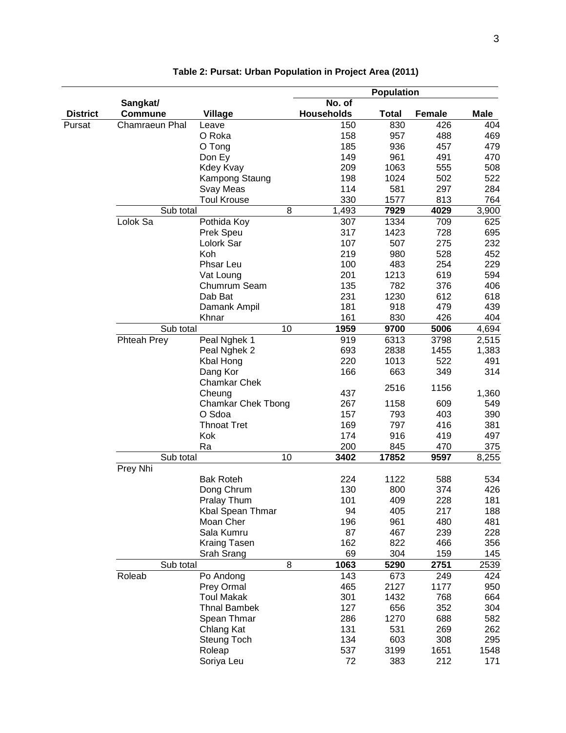**Table 2: Pursat: Urban Population in Project Area (2011)**

| District | Sangkat/ Commune | Village | | Population | | | |
|---|---|---|---|---|---|---|---|
| | | | | No. of Households | Total | Female | Male |
| Pursat | Chamraeun Phal | Leave | | 150 | 830 | 426 | 404 |
| | | O Roka | | 158 | 957 | 488 | 469 |
| | | O Tong | | 185 | 936 | 457 | 479 |
| | | Don Ey | | 149 | 961 | 491 | 470 |
| | | Kdey Kvay | | 209 | 1063 | 555 | 508 |
| | | Kampong Staung | | 198 | 1024 | 502 | 522 |
| | | Svay Meas | | 114 | 581 | 297 | 284 |
| | | Toul Krouse | | 330 | 1577 | 813 | 764 |
| | Sub total | | 8 | 1,493 | **7929** | **4029** | 3,900 |
| | Lolok Sa | Pothida Koy | | 307 | 1334 | 709 | 625 |
| | | Prek Speu | | 317 | 1423 | 728 | 695 |
| | | Lolork Sar | | 107 | 507 | 275 | 232 |
| | | Koh | | 219 | 980 | 528 | 452 |
| | | Phsar Leu | | 100 | 483 | 254 | 229 |
| | | Vat Loung | | 201 | 1213 | 619 | 594 |
| | | Chumrum Seam | | 135 | 782 | 376 | 406 |
| | | Dab Bat | | 231 | 1230 | 612 | 618 |
| | | Damank Ampil | | 181 | 918 | 479 | 439 |
| | | Khnar | | 161 | 830 | 426 | 404 |
| | Sub total | | 10 | **1959** | **9700** | **5006** | 4,694 |
| | Phteah Prey | Peal Nghek 1 | | 919 | 6313 | 3798 | 2,515 |
| | | Peal Nghek 2 | | 693 | 2838 | 1455 | 1,383 |
| | | Kbal Hong | | 220 | 1013 | 522 | 491 |
| | | Dang Kor | | 166 | 663 | 349 | 314 |
| | | Chamkar Chek Cheung | | 437 | 2516 | 1156 | 1,360 |
| | | Chamkar Chek Tbong | | 267 | 1158 | 609 | 549 |
| | | O Sdoa | | 157 | 793 | 403 | 390 |
| | | Thnoat Tret | | 169 | 797 | 416 | 381 |
| | | Kok | | 174 | 916 | 419 | 497 |
| | | Ra | | 200 | 845 | 470 | 375 |
| | Sub total | | 10 | **3402** | **17852** | **9597** | 8,255 |
| | Prey Nhi | | | | | | |
| | | Bak Roteh | | 224 | 1122 | 588 | 534 |
| | | Dong Chrum | | 130 | 800 | 374 | 426 |
| | | Pralay Thum | | 101 | 409 | 228 | 181 |
| | | Kbal Spean Thmar | | 94 | 405 | 217 | 188 |
| | | Moan Cher | | 196 | 961 | 480 | 481 |
| | | Sala Kumru | | 87 | 467 | 239 | 228 |
| | | Kraing Tasen | | 162 | 822 | 466 | 356 |
| | | Srah Srang | | 69 | 304 | 159 | 145 |
| | Sub total | | 8 | **1063** | **5290** | **2751** | 2539 |
| | Roleab | Po Andong | | 143 | 673 | 249 | 424 |
| | | Prey Ormal | | 465 | 2127 | 1177 | 950 |
| | | Toul Makak | | 301 | 1432 | 768 | 664 |
| | | Thnal Bambek | | 127 | 656 | 352 | 304 |
| | | Spean Thmar | | 286 | 1270 | 688 | 582 |
| | | Chlang Kat | | 131 | 531 | 269 | 262 |
| | | Steung Toch | | 134 | 603 | 308 | 295 |
| | | Roleap | | 537 | 3199 | 1651 | 1548 |
| | | Soriya Leu | | 72 | 383 | 212 | 171 |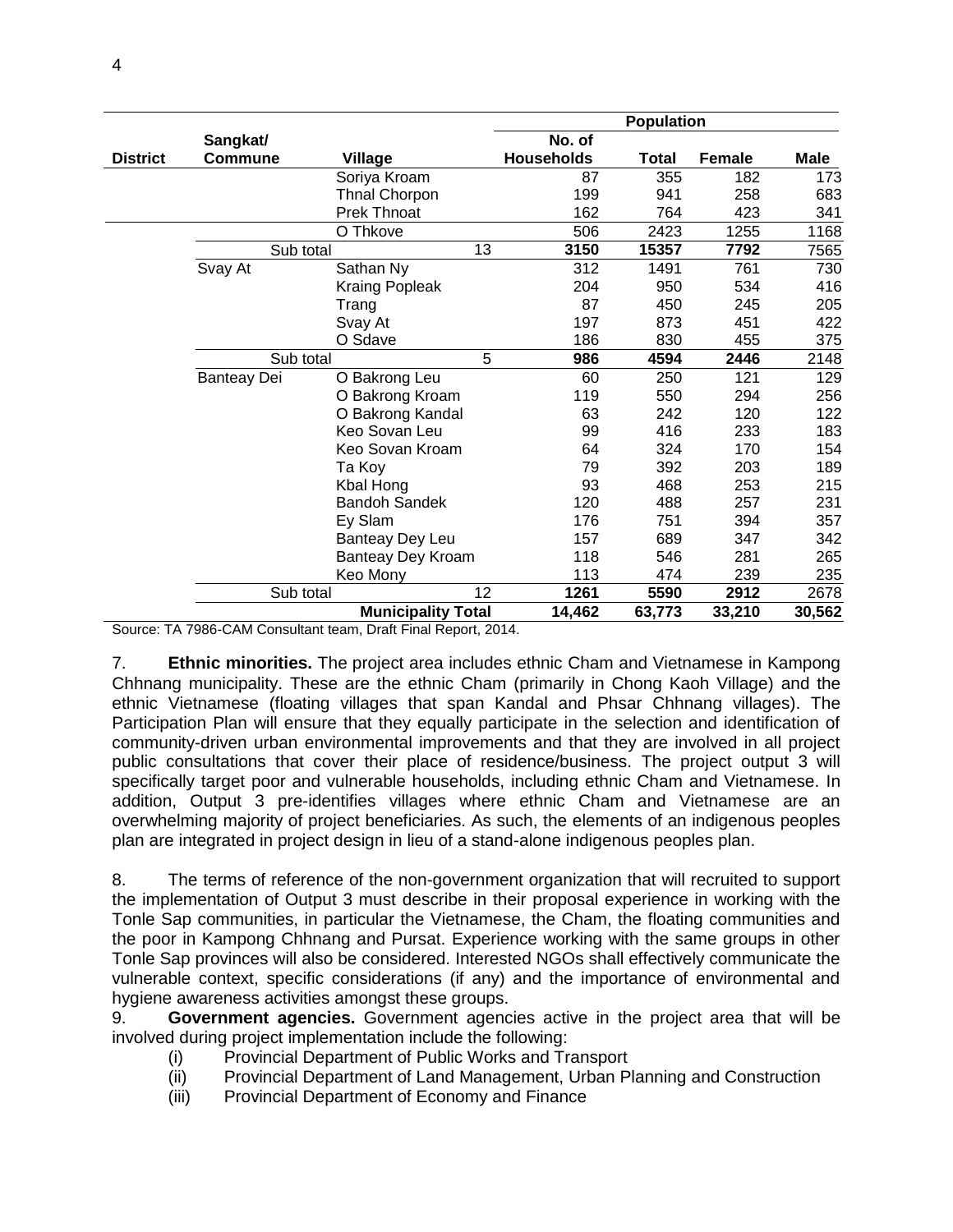| District | Sangkat/ Commune | Village | | Population | | | |
|---|---|---|---|---|---|---|---|
| | | | | No. of Households | Total | Female | Male |
| | | Soriya Kroam | | 87 | 355 | 182 | 173 |
| | | Thnal Chorpon | | 199 | 941 | 258 | 683 |
| | | Prek Thnoat | | 162 | 764 | 423 | 341 |
| | | O Thkove | | 506 | 2423 | 1255 | 1168 |
| | Sub total | | 13 | **3150** | **15357** | **7792** | 7565 |
| | Svay At | Sathan Ny | | 312 | 1491 | 761 | 730 |
| | | Kraing Popleak | | 204 | 950 | 534 | 416 |
| | | Trang | | 87 | 450 | 245 | 205 |
| | | Svay At | | 197 | 873 | 451 | 422 |
| | | O Sdave | | 186 | 830 | 455 | 375 |
| | Sub total | | 5 | **986** | **4594** | **2446** | 2148 |
| | Banteay Dei | O Bakrong Leu | | 60 | 250 | 121 | 129 |
| | | O Bakrong Kroam | | 119 | 550 | 294 | 256 |
| | | O Bakrong Kandal | | 63 | 242 | 120 | 122 |
| | | Keo Sovan Leu | | 99 | 416 | 233 | 183 |
| | | Keo Sovan Kroam | | 64 | 324 | 170 | 154 |
| | | Ta Koy | | 79 | 392 | 203 | 189 |
| | | Kbal Hong | | 93 | 468 | 253 | 215 |
| | | Bandoh Sandek | | 120 | 488 | 257 | 231 |
| | | Ey Slam | | 176 | 751 | 394 | 357 |
| | | Banteay Dey Leu | | 157 | 689 | 347 | 342 |
| | | Banteay Dey Kroam | | 118 | 546 | 281 | 265 |
| | | Keo Mony | | 113 | 474 | 239 | 235 |
| | Sub total | | 12 | **1261** | **5590** | **2912** | 2678 |
| | | **Municipality Total** | | **14,462** | **63,773** | **33,210** | **30,562** |

Source: TA 7986-CAM Consultant team, Draft Final Report, 2014.

7. **Ethnic minorities.** The project area includes ethnic Cham and Vietnamese in Kampong Chhnang municipality. These are the ethnic Cham (primarily in Chong Kaoh Village) and the ethnic Vietnamese (floating villages that span Kandal and Phsar Chhnang villages). The Participation Plan will ensure that they equally participate in the selection and identification of community-driven urban environmental improvements and that they are involved in all project public consultations that cover their place of residence/business. The project output 3 will specifically target poor and vulnerable households, including ethnic Cham and Vietnamese. In addition, Output 3 pre-identifies villages where ethnic Cham and Vietnamese are an overwhelming majority of project beneficiaries. As such, the elements of an indigenous peoples plan are integrated in project design in lieu of a stand-alone indigenous peoples plan.

8. The terms of reference of the non-government organization that will recruited to support the implementation of Output 3 must describe in their proposal experience in working with the Tonle Sap communities, in particular the Vietnamese, the Cham, the floating communities and the poor in Kampong Chhnang and Pursat. Experience working with the same groups in other Tonle Sap provinces will also be considered. Interested NGOs shall effectively communicate the vulnerable context, specific considerations (if any) and the importance of environmental and hygiene awareness activities amongst these groups.

9. **Government agencies.** Government agencies active in the project area that will be involved during project implementation include the following:

(i) Provincial Department of Public Works and Transport
(ii) Provincial Department of Land Management, Urban Planning and Construction
(iii) Provincial Department of Economy and Finance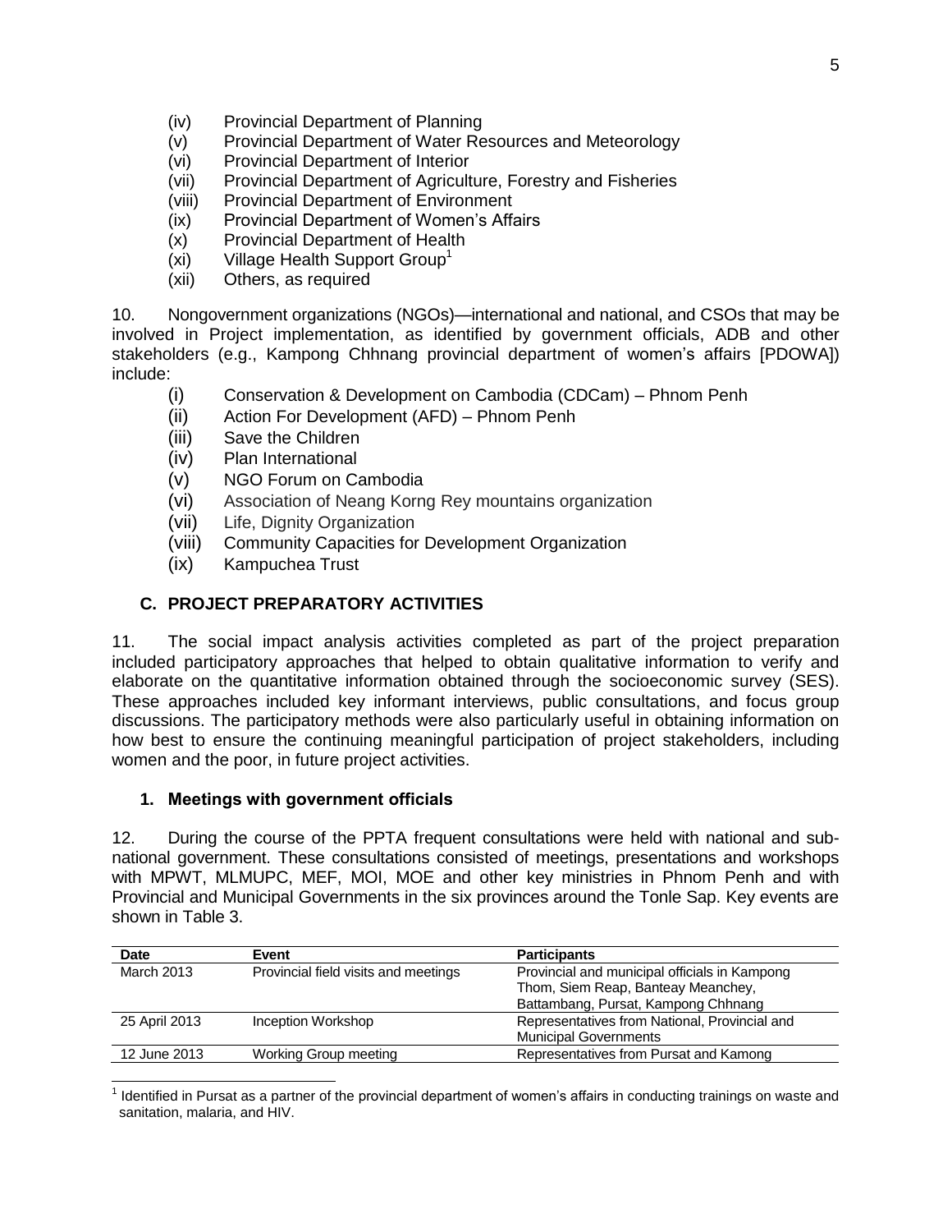(iv) Provincial Department of Planning
(v) Provincial Department of Water Resources and Meteorology
(vi) Provincial Department of Interior
(vii) Provincial Department of Agriculture, Forestry and Fisheries
(viii) Provincial Department of Environment
(ix) Provincial Department of Women's Affairs
(x) Provincial Department of Health
(xi) Village Health Support Group[1]
(xii) Others, as required

10. Nongovernment organizations (NGOs)—international and national, and CSOs that may be involved in Project implementation, as identified by government officials, ADB and other stakeholders (e.g., Kampong Chhnang provincial department of women's affairs [PDOWA]) include:

(i) Conservation & Development on Cambodia (CDCam) – Phnom Penh
(ii) Action For Development (AFD) – Phnom Penh
(iii) Save the Children
(iv) Plan International
(v) NGO Forum on Cambodia
(vi) Association of Neang Korng Rey mountains organization
(vii) Life, Dignity Organization
(viii) Community Capacities for Development Organization
(ix) Kampuchea Trust

## C. PROJECT PREPARATORY ACTIVITIES

11. The social impact analysis activities completed as part of the project preparation included participatory approaches that helped to obtain qualitative information to verify and elaborate on the quantitative information obtained through the socioeconomic survey (SES). These approaches included key informant interviews, public consultations, and focus group discussions. The participatory methods were also particularly useful in obtaining information on how best to ensure the continuing meaningful participation of project stakeholders, including women and the poor, in future project activities.

### 1. Meetings with government officials

12. During the course of the PPTA frequent consultations were held with national and sub-national government. These consultations consisted of meetings, presentations and workshops with MPWT, MLMUPC, MEF, MOI, MOE and other key ministries in Phnom Penh and with Provincial and Municipal Governments in the six provinces around the Tonle Sap. Key events are shown in Table 3.

| Date | Event | Participants |
|---|---|---|
| March 2013 | Provincial field visits and meetings | Provincial and municipal officials in Kampong Thom, Siem Reap, Banteay Meanchey, Battambang, Pursat, Kampong Chhnang |
| 25 April 2013 | Inception Workshop | Representatives from National, Provincial and Municipal Governments |
| 12 June 2013 | Working Group meeting | Representatives from Pursat and Kamong |

[1] Identified in Pursat as a partner of the provincial department of women's affairs in conducting trainings on waste and sanitation, malaria, and HIV.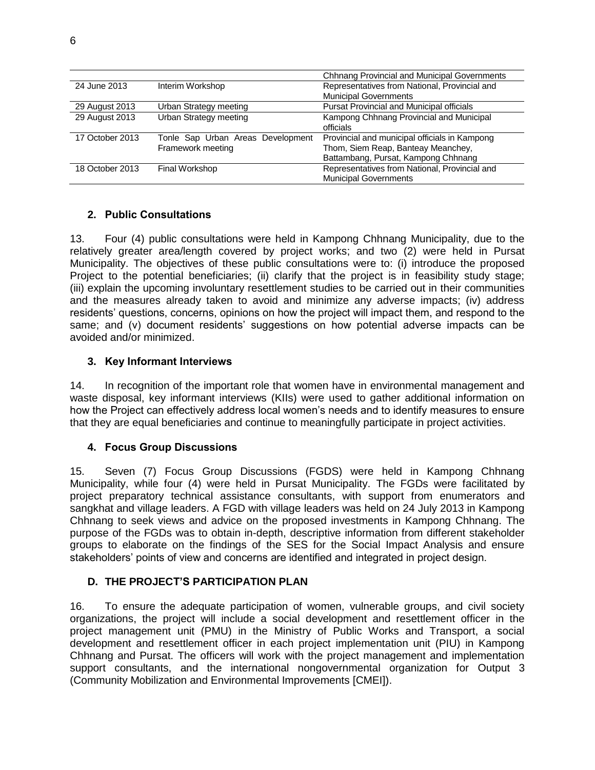| | | |
|---|---|---|
| | | Chhnang Provincial and Municipal Governments |
| 24 June 2013 | Interim Workshop | Representatives from National, Provincial and Municipal Governments |
| 29 August 2013 | Urban Strategy meeting | Pursat Provincial and Municipal officials |
| 29 August 2013 | Urban Strategy meeting | Kampong Chhnang Provincial and Municipal officials |
| 17 October 2013 | Tonle Sap Urban Areas Development Framework meeting | Provincial and municipal officials in Kampong Thom, Siem Reap, Banteay Meanchey, Battambang, Pursat, Kampong Chhnang |
| 18 October 2013 | Final Workshop | Representatives from National, Provincial and Municipal Governments |

### 2. Public Consultations

13. Four (4) public consultations were held in Kampong Chhnang Municipality, due to the relatively greater area/length covered by project works; and two (2) were held in Pursat Municipality. The objectives of these public consultations were to: (i) introduce the proposed Project to the potential beneficiaries; (ii) clarify that the project is in feasibility study stage; (iii) explain the upcoming involuntary resettlement studies to be carried out in their communities and the measures already taken to avoid and minimize any adverse impacts; (iv) address residents' questions, concerns, opinions on how the project will impact them, and respond to the same; and (v) document residents' suggestions on how potential adverse impacts can be avoided and/or minimized.

### 3. Key Informant Interviews

14. In recognition of the important role that women have in environmental management and waste disposal, key informant interviews (KIIs) were used to gather additional information on how the Project can effectively address local women's needs and to identify measures to ensure that they are equal beneficiaries and continue to meaningfully participate in project activities.

### 4. Focus Group Discussions

15. Seven (7) Focus Group Discussions (FGDS) were held in Kampong Chhnang Municipality, while four (4) were held in Pursat Municipality. The FGDs were facilitated by project preparatory technical assistance consultants, with support from enumerators and sangkhat and village leaders. A FGD with village leaders was held on 24 July 2013 in Kampong Chhnang to seek views and advice on the proposed investments in Kampong Chhnang. The purpose of the FGDs was to obtain in-depth, descriptive information from different stakeholder groups to elaborate on the findings of the SES for the Social Impact Analysis and ensure stakeholders' points of view and concerns are identified and integrated in project design.

## D. THE PROJECT'S PARTICIPATION PLAN

16. To ensure the adequate participation of women, vulnerable groups, and civil society organizations, the project will include a social development and resettlement officer in the project management unit (PMU) in the Ministry of Public Works and Transport, a social development and resettlement officer in each project implementation unit (PIU) in Kampong Chhnang and Pursat. The officers will work with the project management and implementation support consultants, and the international nongovernmental organization for Output 3 (Community Mobilization and Environmental Improvements [CMEI]).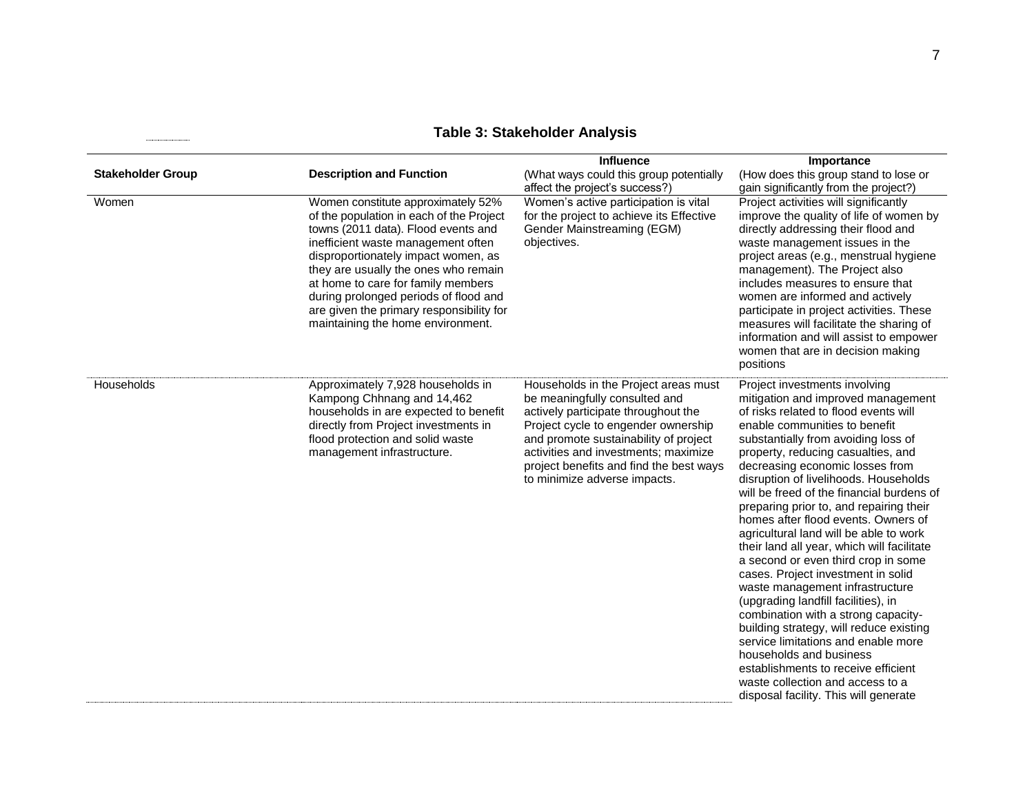**Table 3: Stakeholder Analysis**

| Stakeholder Group | Description and Function | Influence (What ways could this group potentially affect the project's success?) | Importance (How does this group stand to lose or gain significantly from the project?) |
|---|---|---|---|
| Women | Women constitute approximately 52% of the population in each of the Project towns (2011 data). Flood events and inefficient waste management often disproportionately impact women, as they are usually the ones who remain at home to care for family members during prolonged periods of flood and are given the primary responsibility for maintaining the home environment. | Women's active participation is vital for the project to achieve its Effective Gender Mainstreaming (EGM) objectives. | Project activities will significantly improve the quality of life of women by directly addressing their flood and waste management issues in the project areas (e.g., menstrual hygiene management). The Project also includes measures to ensure that women are informed and actively participate in project activities. These measures will facilitate the sharing of information and will assist to empower women that are in decision making positions |
| Households | Approximately 7,928 households in Kampong Chhnang and 14,462 households in are expected to benefit directly from Project investments in flood protection and solid waste management infrastructure. | Households in the Project areas must be meaningfully consulted and actively participate throughout the Project cycle to engender ownership and promote sustainability of project activities and investments; maximize project benefits and find the best ways to minimize adverse impacts. | Project investments involving mitigation and improved management of risks related to flood events will enable communities to benefit substantially from avoiding loss of property, reducing casualties, and decreasing economic losses from disruption of livelihoods. Households will be freed of the financial burdens of preparing prior to, and repairing their homes after flood events. Owners of agricultural land will be able to work their land all year, which will facilitate a second or even third crop in some cases. Project investment in solid waste management infrastructure (upgrading landfill facilities), in combination with a strong capacity-building strategy, will reduce existing service limitations and enable more households and business establishments to receive efficient waste collection and access to a disposal facility. This will generate |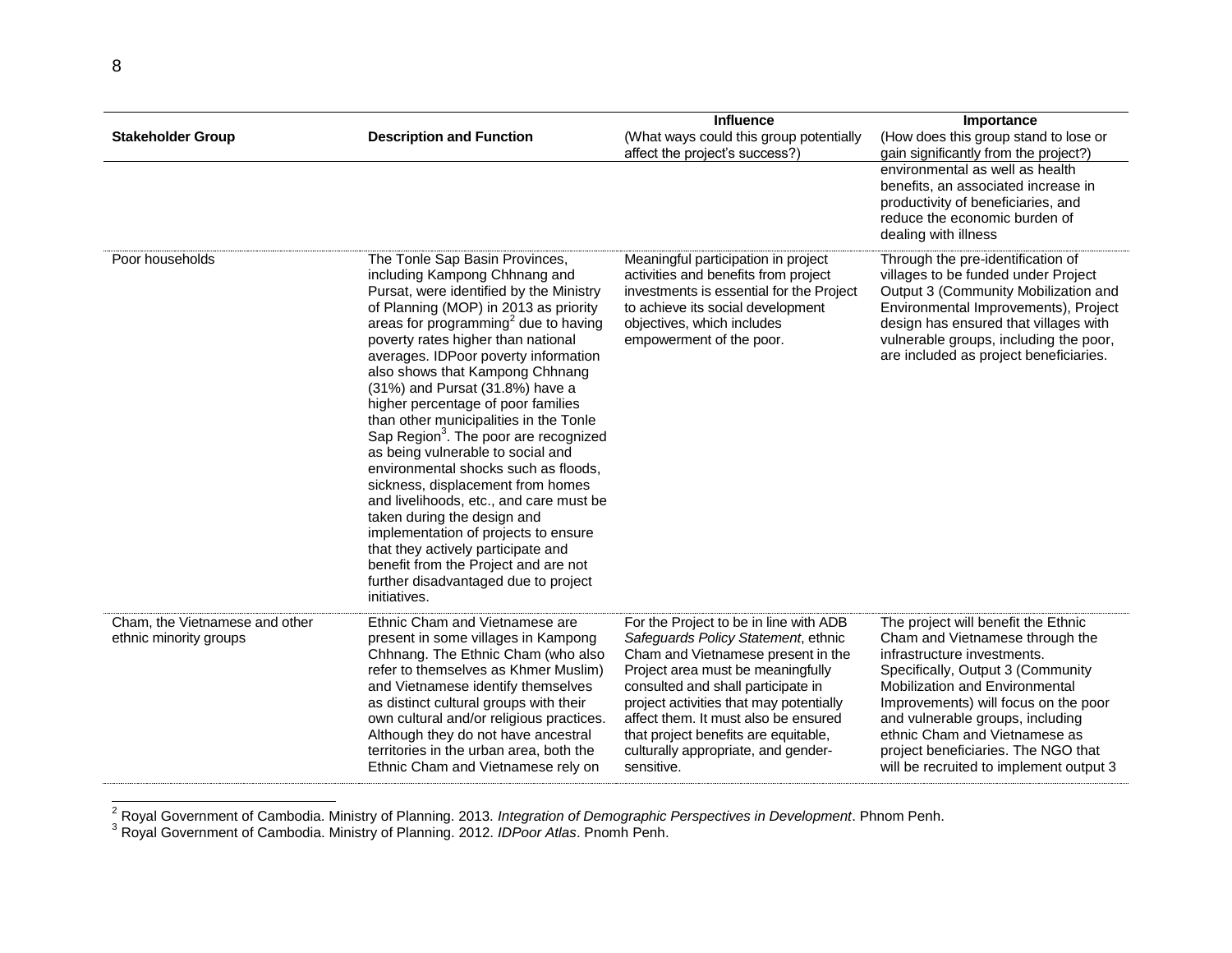| Stakeholder Group | Description and Function | Influence (What ways could this group potentially affect the project's success?) | Importance (How does this group stand to lose or gain significantly from the project?) |
|---|---|---|---|
| | | | environmental as well as health benefits, an associated increase in productivity of beneficiaries, and reduce the economic burden of dealing with illness |
| Poor households | The Tonle Sap Basin Provinces, including Kampong Chhnang and Pursat, were identified by the Ministry of Planning (MOP) in 2013 as priority areas for programming[2] due to having poverty rates higher than national averages. IDPoor poverty information also shows that Kampong Chhnang (31%) and Pursat (31.8%) have a higher percentage of poor families than other municipalities in the Tonle Sap Region[3]. The poor are recognized as being vulnerable to social and environmental shocks such as floods, sickness, displacement from homes and livelihoods, etc., and care must be taken during the design and implementation of projects to ensure that they actively participate and benefit from the Project and are not further disadvantaged due to project initiatives. | Meaningful participation in project activities and benefits from project investments is essential for the Project to achieve its social development objectives, which includes empowerment of the poor. | Through the pre-identification of villages to be funded under Project Output 3 (Community Mobilization and Environmental Improvements), Project design has ensured that villages with vulnerable groups, including the poor, are included as project beneficiaries. |
| Cham, the Vietnamese and other ethnic minority groups | Ethnic Cham and Vietnamese are present in some villages in Kampong Chhnang. The Ethnic Cham (who also refer to themselves as Khmer Muslim) and Vietnamese identify themselves as distinct cultural groups with their own cultural and/or religious practices. Although they do not have ancestral territories in the urban area, both the Ethnic Cham and Vietnamese rely on | For the Project to be in line with ADB *Safeguards Policy Statement*, ethnic Cham and Vietnamese present in the Project area must be meaningfully consulted and shall participate in project activities that may potentially affect them. It must also be ensured that project benefits are equitable, culturally appropriate, and gender-sensitive. | The project will benefit the Ethnic Cham and Vietnamese through the infrastructure investments. Specifically, Output 3 (Community Mobilization and Environmental Improvements) will focus on the poor and vulnerable groups, including ethnic Cham and Vietnamese as project beneficiaries. The NGO that will be recruited to implement output 3 |

[2] Royal Government of Cambodia. Ministry of Planning. 2013. *Integration of Demographic Perspectives in Development*. Phnom Penh.

[3] Royal Government of Cambodia. Ministry of Planning. 2012. *IDPoor Atlas*. Pnomh Penh.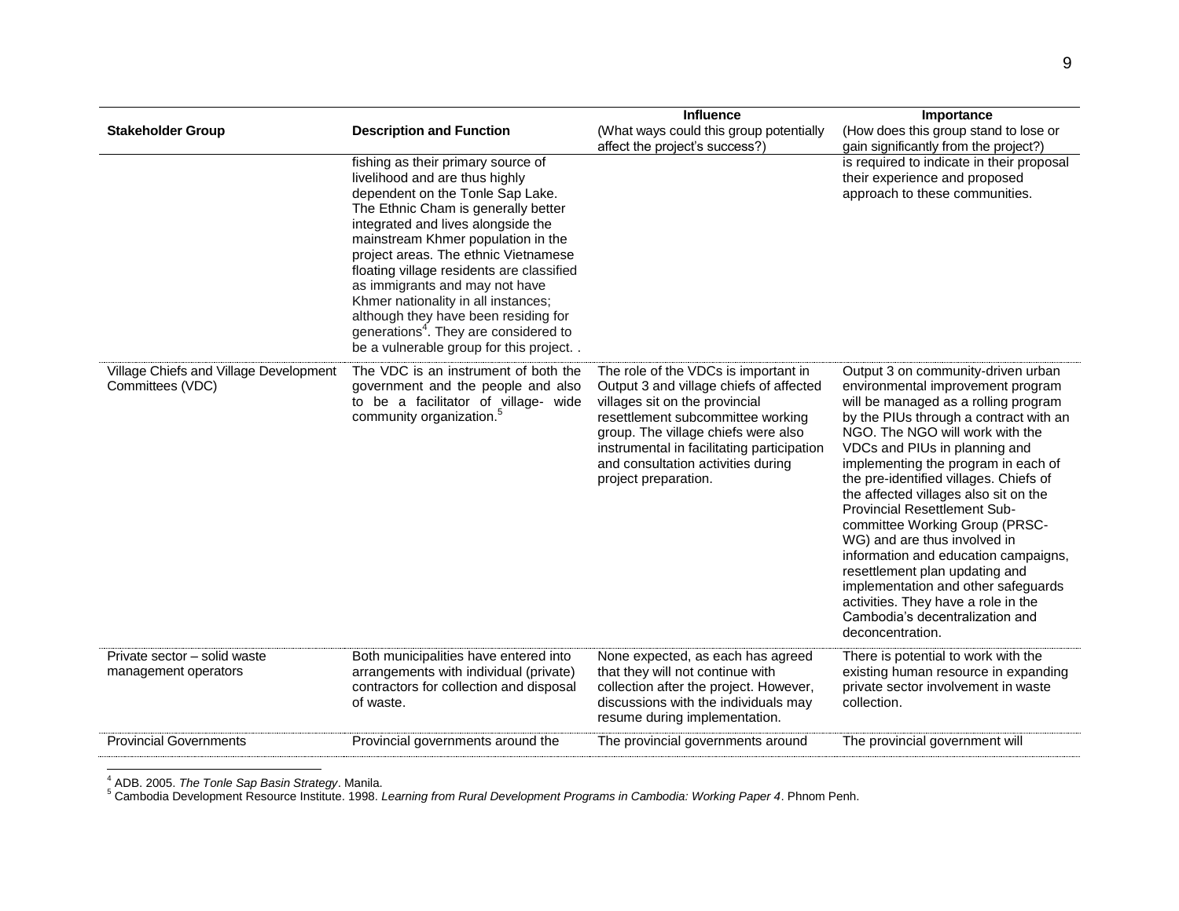| Stakeholder Group | Description and Function | Influence (What ways could this group potentially affect the project's success?) | Importance (How does this group stand to lose or gain significantly from the project?) |
|---|---|---|---|
| | fishing as their primary source of livelihood and are thus highly dependent on the Tonle Sap Lake. The Ethnic Cham is generally better integrated and lives alongside the mainstream Khmer population in the project areas. The ethnic Vietnamese floating village residents are classified as immigrants and may not have Khmer nationality in all instances; although they have been residing for generations[4]. They are considered to be a vulnerable group for this project. . | | is required to indicate in their proposal their experience and proposed approach to these communities. |
| Village Chiefs and Village Development Committees (VDC) | The VDC is an instrument of both the government and the people and also to be a facilitator of village- wide community organization.[5] | The role of the VDCs is important in Output 3 and village chiefs of affected villages sit on the provincial resettlement subcommittee working group. The village chiefs were also instrumental in facilitating participation and consultation activities during project preparation. | Output 3 on community-driven urban environmental improvement program will be managed as a rolling program by the PIUs through a contract with an NGO. The NGO will work with the VDCs and PIUs in planning and implementing the program in each of the pre-identified villages. Chiefs of the affected villages also sit on the Provincial Resettlement Sub-committee Working Group (PRSC-WG) and are thus involved in information and education campaigns, resettlement plan updating and implementation and other safeguards activities. They have a role in the Cambodia's decentralization and deconcentration. |
| Private sector – solid waste management operators | Both municipalities have entered into arrangements with individual (private) contractors for collection and disposal of waste. | None expected, as each has agreed that they will not continue with collection after the project. However, discussions with the individuals may resume during implementation. | There is potential to work with the existing human resource in expanding private sector involvement in waste collection. |
| Provincial Governments | Provincial governments around the | The provincial governments around | The provincial government will |

[4] ADB. 2005. *The Tonle Sap Basin Strategy*. Manila.

[5] Cambodia Development Resource Institute. 1998. *Learning from Rural Development Programs in Cambodia: Working Paper 4*. Phnom Penh.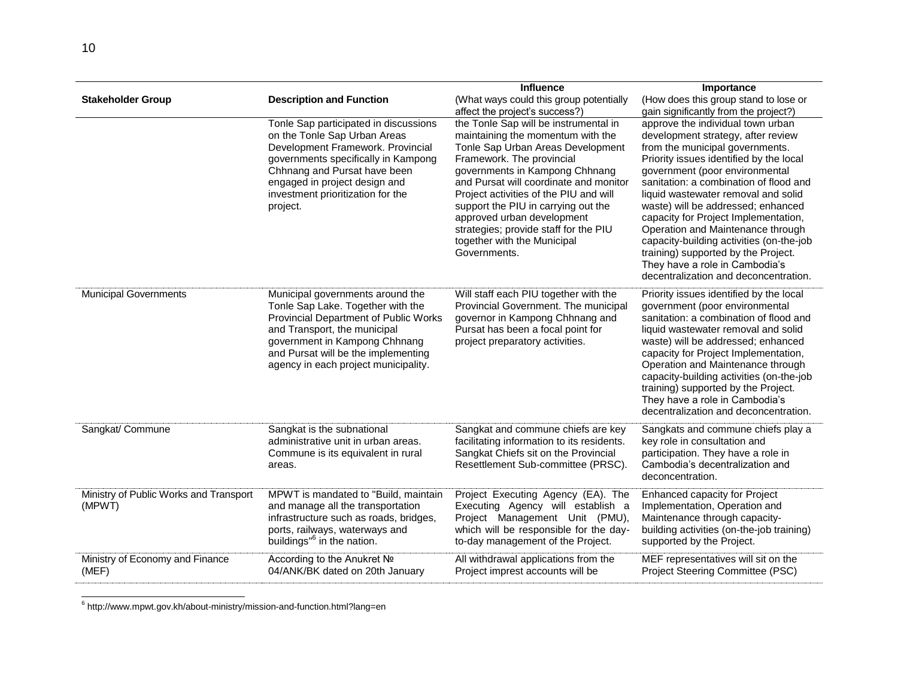| Stakeholder Group | Description and Function | Influence (What ways could this group potentially affect the project's success?) | Importance (How does this group stand to lose or gain significantly from the project?) |
|---|---|---|---|
| | Tonle Sap participated in discussions on the Tonle Sap Urban Areas Development Framework. Provincial governments specifically in Kampong Chhnang and Pursat have been engaged in project design and investment prioritization for the project. | the Tonle Sap will be instrumental in maintaining the momentum with the Tonle Sap Urban Areas Development Framework. The provincial governments in Kampong Chhnang and Pursat will coordinate and monitor Project activities of the PIU and will support the PIU in carrying out the approved urban development strategies; provide staff for the PIU together with the Municipal Governments. | approve the individual town urban development strategy, after review from the municipal governments. Priority issues identified by the local government (poor environmental sanitation: a combination of flood and liquid wastewater removal and solid waste) will be addressed; enhanced capacity for Project Implementation, Operation and Maintenance through capacity-building activities (on-the-job training) supported by the Project. They have a role in Cambodia's decentralization and deconcentration. |
| Municipal Governments | Municipal governments around the Tonle Sap Lake. Together with the Provincial Department of Public Works and Transport, the municipal government in Kampong Chhnang and Pursat will be the implementing agency in each project municipality. | Will staff each PIU together with the Provincial Government. The municipal governor in Kampong Chhnang and Pursat has been a focal point for project preparatory activities. | Priority issues identified by the local government (poor environmental sanitation: a combination of flood and liquid wastewater removal and solid waste) will be addressed; enhanced capacity for Project Implementation, Operation and Maintenance through capacity-building activities (on-the-job training) supported by the Project. They have a role in Cambodia's decentralization and deconcentration. |
| Sangkat/ Commune | Sangkat is the subnational administrative unit in urban areas. Commune is its equivalent in rural areas. | Sangkat and commune chiefs are key facilitating information to its residents. Sangkat Chiefs sit on the Provincial Resettlement Sub-committee (PRSC). | Sangkats and commune chiefs play a key role in consultation and participation. They have a role in Cambodia's decentralization and deconcentration. |
| Ministry of Public Works and Transport (MPWT) | MPWT is mandated to "Build, maintain and manage all the transportation infrastructure such as roads, bridges, ports, railways, waterways and buildings"[6] in the nation. | Project Executing Agency (EA). The Executing Agency will establish a Project Management Unit (PMU), which will be responsible for the day-to-day management of the Project. | Enhanced capacity for Project Implementation, Operation and Maintenance through capacity-building activities (on-the-job training) supported by the Project. |
| Ministry of Economy and Finance (MEF) | According to the Anukret № 04/ANK/BK dated on 20th January | All withdrawal applications from the Project imprest accounts will be | MEF representatives will sit on the Project Steering Committee (PSC) |

[6] http://www.mpwt.gov.kh/about-ministry/mission-and-function.html?lang=en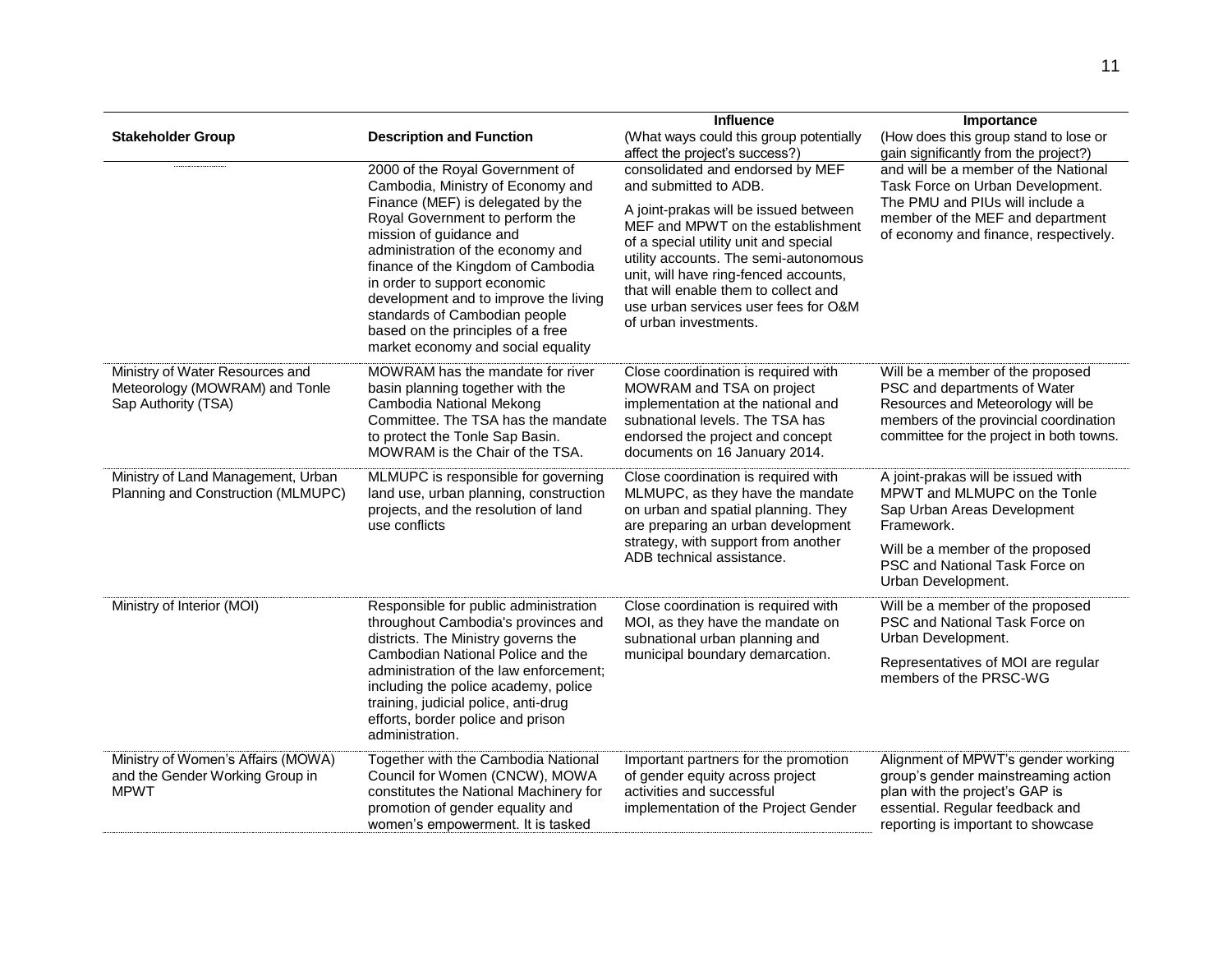| Stakeholder Group | Description and Function | Influence (What ways could this group potentially affect the project's success?) | Importance (How does this group stand to lose or gain significantly from the project?) |
|---|---|---|---|
| | 2000 of the Royal Government of Cambodia, Ministry of Economy and Finance (MEF) is delegated by the Royal Government to perform the mission of guidance and administration of the economy and finance of the Kingdom of Cambodia in order to support economic development and to improve the living standards of Cambodian people based on the principles of a free market economy and social equality | consolidated and endorsed by MEF and submitted to ADB.<br><br>A joint-prakas will be issued between MEF and MPWT on the establishment of a special utility unit and special utility accounts. The semi-autonomous unit, will have ring-fenced accounts, that will enable them to collect and use urban services user fees for O&M of urban investments. | and will be a member of the National Task Force on Urban Development. The PMU and PIUs will include a member of the MEF and department of economy and finance, respectively. |
| Ministry of Water Resources and Meteorology (MOWRAM) and Tonle Sap Authority (TSA) | MOWRAM has the mandate for river basin planning together with the Cambodia National Mekong Committee. The TSA has the mandate to protect the Tonle Sap Basin. MOWRAM is the Chair of the TSA. | Close coordination is required with MOWRAM and TSA on project implementation at the national and subnational levels. The TSA has endorsed the project and concept documents on 16 January 2014. | Will be a member of the proposed PSC and departments of Water Resources and Meteorology will be members of the provincial coordination committee for the project in both towns. |
| Ministry of Land Management, Urban Planning and Construction (MLMUPC) | MLMUPC is responsible for governing land use, urban planning, construction projects, and the resolution of land use conflicts | Close coordination is required with MLMUPC, as they have the mandate on urban and spatial planning. They are preparing an urban development strategy, with support from another ADB technical assistance. | A joint-prakas will be issued with MPWT and MLMUPC on the Tonle Sap Urban Areas Development Framework.<br><br>Will be a member of the proposed PSC and National Task Force on Urban Development. |
| Ministry of Interior (MOI) | Responsible for public administration throughout Cambodia's provinces and districts. The Ministry governs the Cambodian National Police and the administration of the law enforcement; including the police academy, police training, judicial police, anti-drug efforts, border police and prison administration. | Close coordination is required with MOI, as they have the mandate on subnational urban planning and municipal boundary demarcation. | Will be a member of the proposed PSC and National Task Force on Urban Development.<br><br>Representatives of MOI are regular members of the PRSC-WG |
| Ministry of Women's Affairs (MOWA) and the Gender Working Group in MPWT | Together with the Cambodia National Council for Women (CNCW), MOWA constitutes the National Machinery for promotion of gender equality and women's empowerment. It is tasked | Important partners for the promotion of gender equity across project activities and successful implementation of the Project Gender | Alignment of MPWT's gender working group's gender mainstreaming action plan with the project's GAP is essential. Regular feedback and reporting is important to showcase |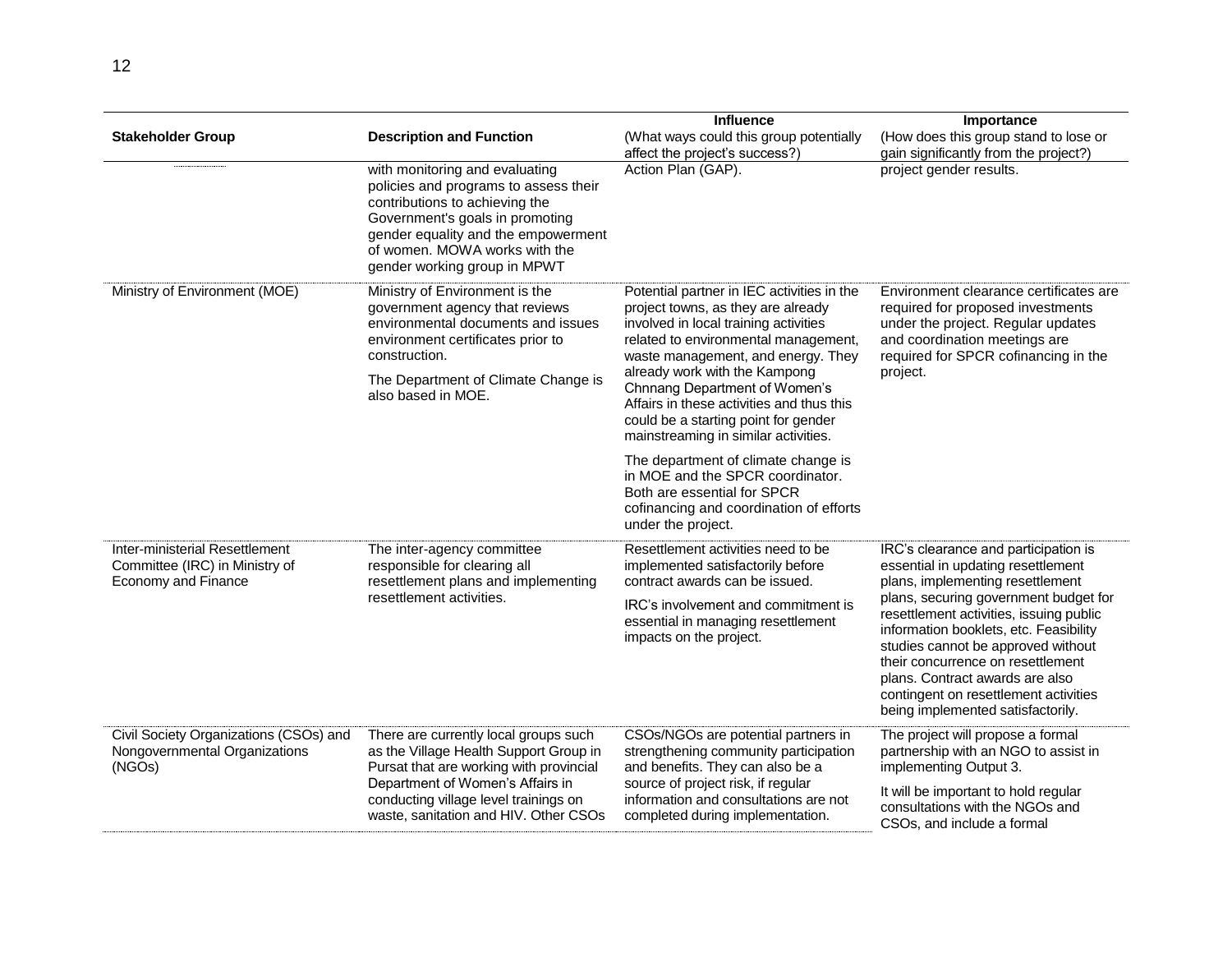| Stakeholder Group | Description and Function | Influence (What ways could this group potentially affect the project's success?) | Importance (How does this group stand to lose or gain significantly from the project?) |
|---|---|---|---|
| | with monitoring and evaluating policies and programs to assess their contributions to achieving the Government's goals in promoting gender equality and the empowerment of women. MOWA works with the gender working group in MPWT | Action Plan (GAP). | project gender results. |
| Ministry of Environment (MOE) | Ministry of Environment is the government agency that reviews environmental documents and issues environment certificates prior to construction. The Department of Climate Change is also based in MOE. | Potential partner in IEC activities in the project towns, as they are already involved in local training activities related to environmental management, waste management, and energy. They already work with the Kampong Chnnang Department of Women's Affairs in these activities and thus this could be a starting point for gender mainstreaming in similar activities. The department of climate change is in MOE and the SPCR coordinator. Both are essential for SPCR cofinancing and coordination of efforts under the project. | Environment clearance certificates are required for proposed investments under the project. Regular updates and coordination meetings are required for SPCR cofinancing in the project. |
| Inter-ministerial Resettlement Committee (IRC) in Ministry of Economy and Finance | The inter-agency committee responsible for clearing all resettlement plans and implementing resettlement activities. | Resettlement activities need to be implemented satisfactorily before contract awards can be issued. IRC's involvement and commitment is essential in managing resettlement impacts on the project. | IRC's clearance and participation is essential in updating resettlement plans, implementing resettlement plans, securing government budget for resettlement activities, issuing public information booklets, etc. Feasibility studies cannot be approved without their concurrence on resettlement plans. Contract awards are also contingent on resettlement activities being implemented satisfactorily. |
| Civil Society Organizations (CSOs) and Nongovernmental Organizations (NGOs) | There are currently local groups such as the Village Health Support Group in Pursat that are working with provincial Department of Women's Affairs in conducting village level trainings on waste, sanitation and HIV. Other CSOs | CSOs/NGOs are potential partners in strengthening community participation and benefits. They can also be a source of project risk, if regular information and consultations are not completed during implementation. | The project will propose a formal partnership with an NGO to assist in implementing Output 3. It will be important to hold regular consultations with the NGOs and CSOs, and include a formal |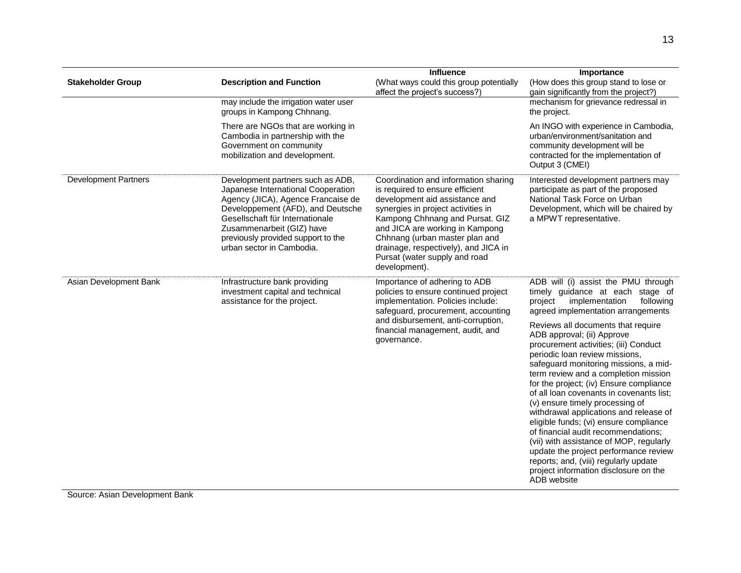| Stakeholder Group | Description and Function | Influence (What ways could this group potentially affect the project's success?) | Importance (How does this group stand to lose or gain significantly from the project?) |
|---|---|---|---|
| | may include the irrigation water user groups in Kampong Chhnang. There are NGOs that are working in Cambodia in partnership with the Government on community mobilization and development. | | mechanism for grievance redressal in the project. An INGO with experience in Cambodia, urban/environment/sanitation and community development will be contracted for the implementation of Output 3 (CMEI) |
| Development Partners | Development partners such as ADB, Japanese International Cooperation Agency (JICA), Agence Francaise de Developpement (AFD), and Deutsche Gesellschaft für Internationale Zusammenarbeit (GIZ) have previously provided support to the urban sector in Cambodia. | Coordination and information sharing is required to ensure efficient development aid assistance and synergies in project activities in Kampong Chhnang and Pursat. GIZ and JICA are working in Kampong Chhnang (urban master plan and drainage, respectively), and JICA in Pursat (water supply and road development). | Interested development partners may participate as part of the proposed National Task Force on Urban Development, which will be chaired by a MPWT representative. |
| Asian Development Bank | Infrastructure bank providing investment capital and technical assistance for the project. | Importance of adhering to ADB policies to ensure continued project implementation. Policies include: safeguard, procurement, accounting and disbursement, anti-corruption, financial management, audit, and governance. | ADB will (i) assist the PMU through timely guidance at each stage of project implementation following agreed implementation arrangements Reviews all documents that require ADB approval; (ii) Approve procurement activities; (iii) Conduct periodic loan review missions, safeguard monitoring missions, a mid-term review and a completion mission for the project; (iv) Ensure compliance of all loan covenants in covenants list; (v) ensure timely processing of withdrawal applications and release of eligible funds; (vi) ensure compliance of financial audit recommendations; (vii) with assistance of MOP, regularly update the project performance review reports; and, (viii) regularly update project information disclosure on the ADB website |

Source: Asian Development Bank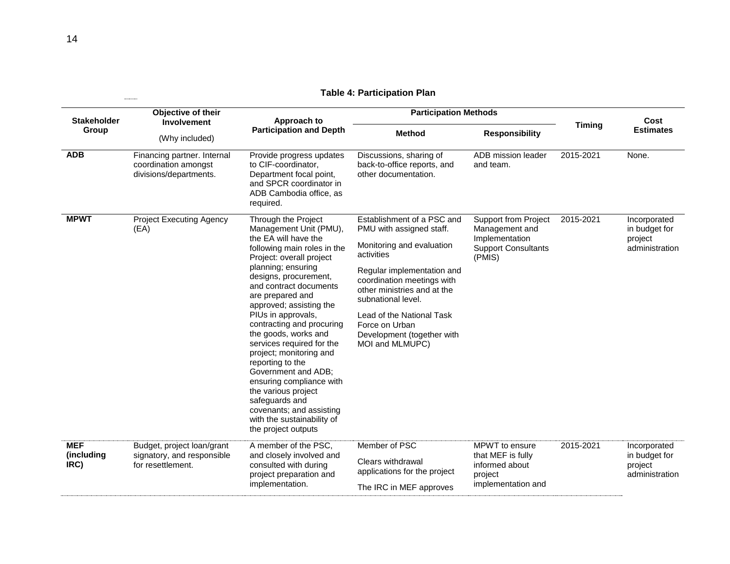**Table 4: Participation Plan**

| Stakeholder Group | Objective of their Involvement (Why included) | Approach to Participation and Depth | Participation Methods | | Timing | Cost Estimates |
|---|---|---|---|---|---|---|
| | | | Method | Responsibility | | |
| **ADB** | Financing partner. Internal coordination amongst divisions/departments. | Provide progress updates to CIF-coordinator, Department focal point, and SPCR coordinator in ADB Cambodia office, as required. | Discussions, sharing of back-to-office reports, and other documentation. | ADB mission leader and team. | 2015-2021 | None. |
| **MPWT** | Project Executing Agency (EA) | Through the Project Management Unit (PMU), the EA will have the following main roles in the Project: overall project planning; ensuring designs, procurement, and contract documents are prepared and approved; assisting the PIUs in approvals, contracting and procuring the goods, works and services required for the project; monitoring and reporting to the Government and ADB; ensuring compliance with the various project safeguards and covenants; and assisting with the sustainability of the project outputs | Establishment of a PSC and PMU with assigned staff.<br><br>Monitoring and evaluation activities<br><br>Regular implementation and coordination meetings with other ministries and at the subnational level.<br><br>Lead of the National Task Force on Urban Development (together with MOI and MLMUPC) | Support from Project Management and Implementation Support Consultants (PMIS) | 2015-2021 | Incorporated in budget for project administration |
| **MEF (including IRC)** | Budget, project loan/grant signatory, and responsible for resettlement. | A member of the PSC, and closely involved and consulted with during project preparation and implementation. | Member of PSC<br><br>Clears withdrawal applications for the project<br><br>The IRC in MEF approves | MPWT to ensure that MEF is fully informed about project implementation and | 2015-2021 | Incorporated in budget for project administration |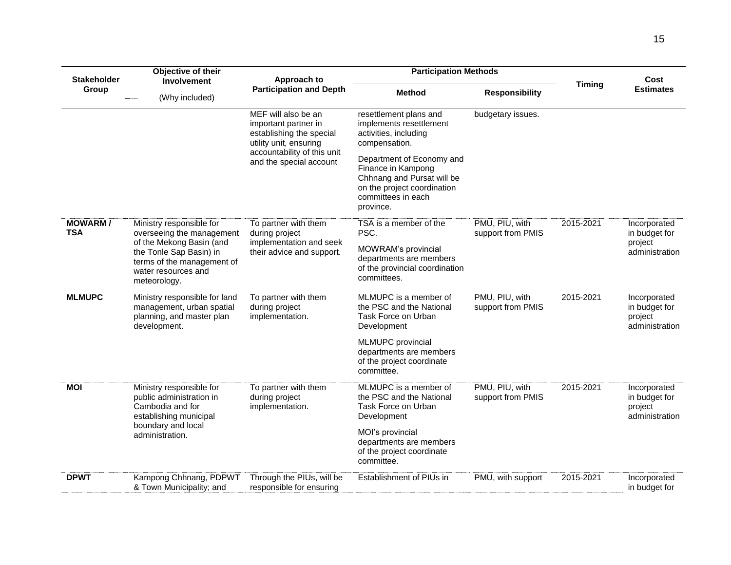| Stakeholder Group | Objective of their Involvement (Why included) | Approach to Participation and Depth | Participation Methods | | Timing | Cost Estimates |
|---|---|---|---|---|---|---|
| | | | Method | Responsibility | | |
| | | MEF will also be an important partner in establishing the special utility unit, ensuring accountability of this unit and the special account | resettlement plans and implements resettlement activities, including compensation.<br><br>Department of Economy and Finance in Kampong Chhnang and Pursat will be on the project coordination committees in each province. | budgetary issues. | | |
| **MOWARM / TSA** | Ministry responsible for overseeing the management of the Mekong Basin (and the Tonle Sap Basin) in terms of the management of water resources and meteorology. | To partner with them during project implementation and seek their advice and support. | TSA is a member of the PSC.<br><br>MOWRAM's provincial departments are members of the provincial coordination committees. | PMU, PIU, with support from PMIS | 2015-2021 | Incorporated in budget for project administration |
| **MLMUPC** | Ministry responsible for land management, urban spatial planning, and master plan development. | To partner with them during project implementation. | MLMUPC is a member of the PSC and the National Task Force on Urban Development<br><br>MLMUPC provincial departments are members of the project coordinate committee. | PMU, PIU, with support from PMIS | 2015-2021 | Incorporated in budget for project administration |
| **MOI** | Ministry responsible for public administration in Cambodia and for establishing municipal boundary and local administration. | To partner with them during project implementation. | MLMUPC is a member of the PSC and the National Task Force on Urban Development<br><br>MOI's provincial departments are members of the project coordinate committee. | PMU, PIU, with support from PMIS | 2015-2021 | Incorporated in budget for project administration |
| **DPWT** | Kampong Chhnang, PDPWT & Town Municipality; and | Through the PIUs, will be responsible for ensuring | Establishment of PIUs in | PMU, with support | 2015-2021 | Incorporated in budget for |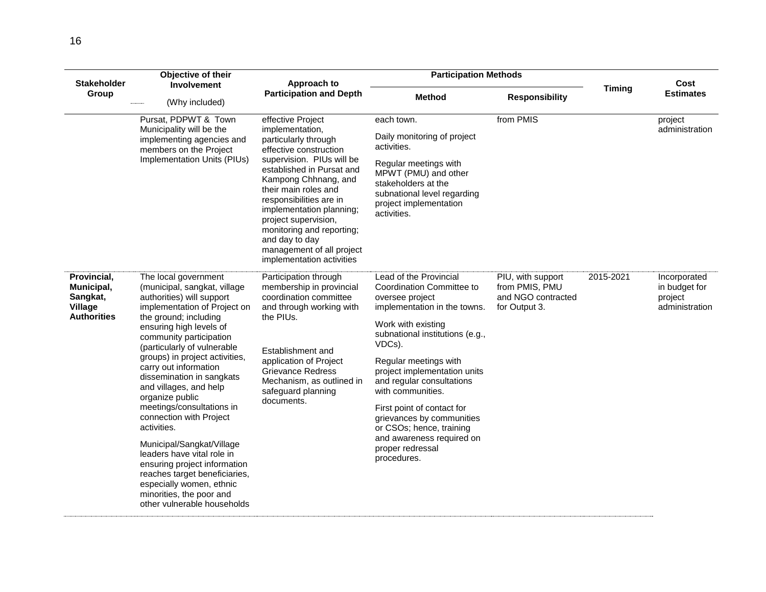| Stakeholder Group | Objective of their Involvement (Why included) | Approach to Participation and Depth | Participation Methods | | Timing | Cost Estimates |
|---|---|---|---|---|---|---|
| | | | **Method** | **Responsibility** | | |
| | Pursat, PDPWT & Town Municipality will be the implementing agencies and members on the Project Implementation Units (PIUs) | effective Project implementation, particularly through effective construction supervision. PIUs will be established in Pursat and Kampong Chhnang, and their main roles and responsibilities are in implementation planning; project supervision, monitoring and reporting; and day to day management of all project implementation activities | each town.<br><br>Daily monitoring of project activities.<br><br>Regular meetings with MPWT (PMU) and other stakeholders at the subnational level regarding project implementation activities. | from PMIS | | project administration |
| **Provincial, Municipal, Sangkat, Village Authorities** | The local government (municipal, sangkat, village authorities) will support implementation of Project on the ground; including ensuring high levels of community participation (particularly of vulnerable groups) in project activities, carry out information dissemination in sangkats and villages, and help organize public meetings/consultations in connection with Project activities.<br><br>Municipal/Sangkat/Village leaders have vital role in ensuring project information reaches target beneficiaries, especially women, ethnic minorities, the poor and other vulnerable households | Participation through membership in provincial coordination committee and through working with the PIUs.<br><br>Establishment and application of Project Grievance Redress Mechanism, as outlined in safeguard planning documents. | Lead of the Provincial Coordination Committee to oversee project implementation in the towns.<br><br>Work with existing subnational institutions (e.g., VDCs).<br><br>Regular meetings with project implementation units and regular consultations with communities.<br><br>First point of contact for grievances by communities or CSOs; hence, training and awareness required on proper redressal procedures. | PIU, with support from PMIS, PMU and NGO contracted for Output 3. | 2015-2021 | Incorporated in budget for project administration |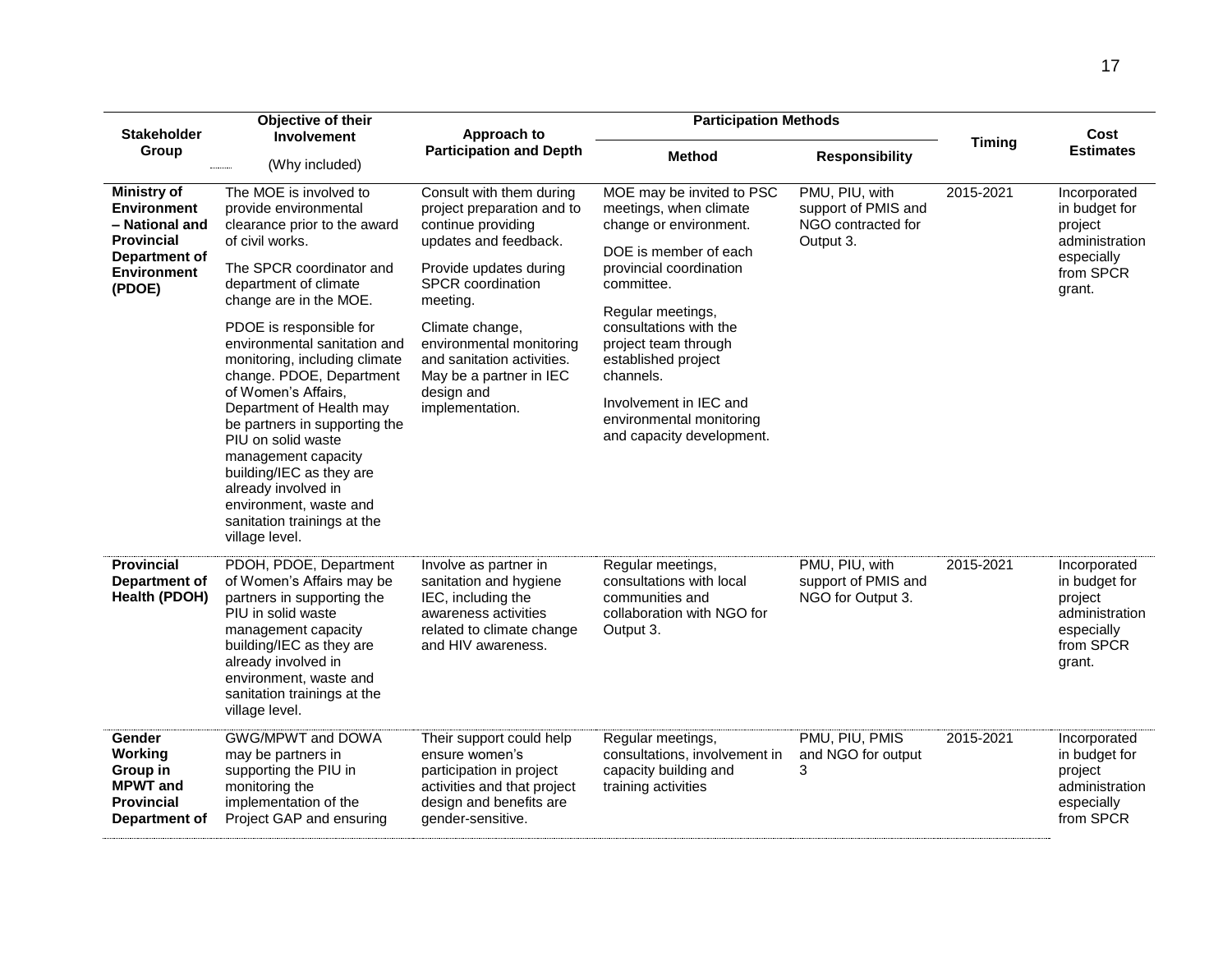| Stakeholder Group | Objective of their Involvement (Why included) | Approach to Participation and Depth | Participation Methods | | Timing | Cost Estimates |
|---|---|---|---|---|---|---|
| | | | Method | Responsibility | | |
| **Ministry of Environment – National and Provincial Department of Environment (PDOE)** | The MOE is involved to provide environmental clearance prior to the award of civil works.<br><br>The SPCR coordinator and department of climate change are in the MOE.<br><br>PDOE is responsible for environmental sanitation and monitoring, including climate change. PDOE, Department of Women's Affairs, Department of Health may be partners in supporting the PIU on solid waste management capacity building/IEC as they are already involved in environment, waste and sanitation trainings at the village level. | Consult with them during project preparation and to continue providing updates and feedback.<br><br>Provide updates during SPCR coordination meeting.<br><br>Climate change, environmental monitoring and sanitation activities. May be a partner in IEC design and implementation. | MOE may be invited to PSC meetings, when climate change or environment.<br><br>DOE is member of each provincial coordination committee.<br><br>Regular meetings, consultations with the project team through established project channels.<br><br>Involvement in IEC and environmental monitoring and capacity development. | PMU, PIU, with support of PMIS and NGO contracted for Output 3. | 2015-2021 | Incorporated in budget for project administration especially from SPCR grant. |
| **Provincial Department of Health (PDOH)** | PDOH, PDOE, Department of Women's Affairs may be partners in supporting the PIU in solid waste management capacity building/IEC as they are already involved in environment, waste and sanitation trainings at the village level. | Involve as partner in sanitation and hygiene IEC, including the awareness activities related to climate change and HIV awareness. | Regular meetings, consultations with local communities and collaboration with NGO for Output 3. | PMU, PIU, with support of PMIS and NGO for Output 3. | 2015-2021 | Incorporated in budget for project administration especially from SPCR grant. |
| **Gender Working Group in MPWT and Provincial Department of** | GWG/MPWT and DOWA may be partners in supporting the PIU in monitoring the implementation of the Project GAP and ensuring | Their support could help ensure women's participation in project activities and that project design and benefits are gender-sensitive. | Regular meetings, consultations, involvement in capacity building and training activities | PMU, PIU, PMIS and NGO for output 3 | 2015-2021 | Incorporated in budget for project administration especially from SPCR |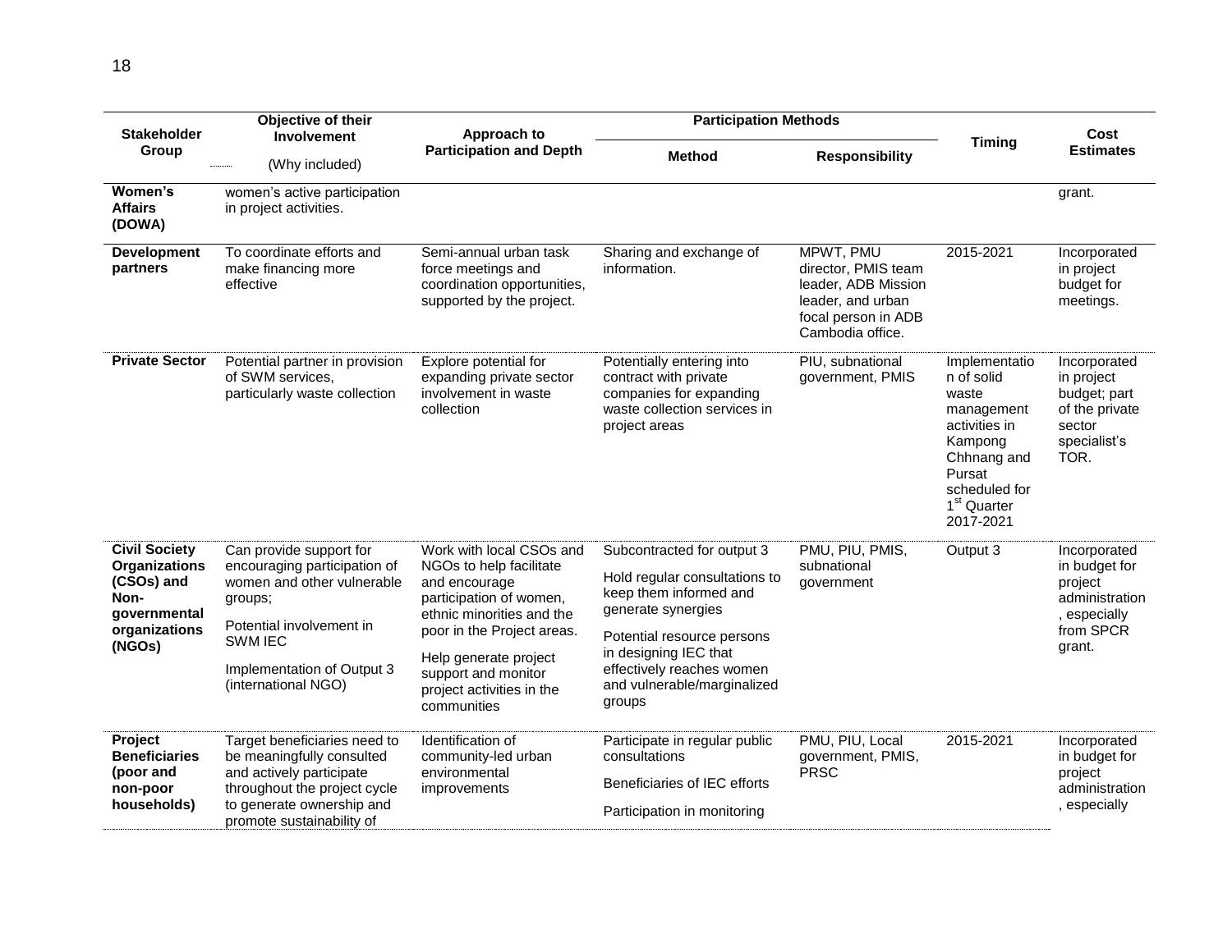| Stakeholder Group | Objective of their Involvement (Why included) | Approach to Participation and Depth | Participation Methods | | Timing | Cost Estimates |
|---|---|---|---|---|---|---|
| | | | Method | Responsibility | | |
| **Women's Affairs (DOWA)** | women's active participation in project activities. | | | | | grant. |
| **Development partners** | To coordinate efforts and make financing more effective | Semi-annual urban task force meetings and coordination opportunities, supported by the project. | Sharing and exchange of information. | MPWT, PMU director, PMIS team leader, ADB Mission leader, and urban focal person in ADB Cambodia office. | 2015-2021 | Incorporated in project budget for meetings. |
| **Private Sector** | Potential partner in provision of SWM services, particularly waste collection | Explore potential for expanding private sector involvement in waste collection | Potentially entering into contract with private companies for expanding waste collection services in project areas | PIU, subnational government, PMIS | Implementation of solid waste management activities in Kampong Chhnang and Pursat scheduled for 1st Quarter 2017-2021 | Incorporated in project budget; part of the private sector specialist's TOR. |
| **Civil Society Organizations (CSOs) and Non-governmental organizations (NGOs)** | Can provide support for encouraging participation of women and other vulnerable groups; Potential involvement in SWM IEC Implementation of Output 3 (international NGO) | Work with local CSOs and NGOs to help facilitate and encourage participation of women, ethnic minorities and the poor in the Project areas. Help generate project support and monitor project activities in the communities | Subcontracted for output 3 Hold regular consultations to keep them informed and generate synergies Potential resource persons in designing IEC that effectively reaches women and vulnerable/marginalized groups | PMU, PIU, PMIS, subnational government | Output 3 | Incorporated in budget for project administration, especially from SPCR grant. |
| **Project Beneficiaries (poor and non-poor households)** | Target beneficiaries need to be meaningfully consulted and actively participate throughout the project cycle to generate ownership and promote sustainability of | Identification of community-led urban environmental improvements | Participate in regular public consultations Beneficiaries of IEC efforts Participation in monitoring | PMU, PIU, Local government, PMIS, PRSC | 2015-2021 | Incorporated in budget for project administration, especially |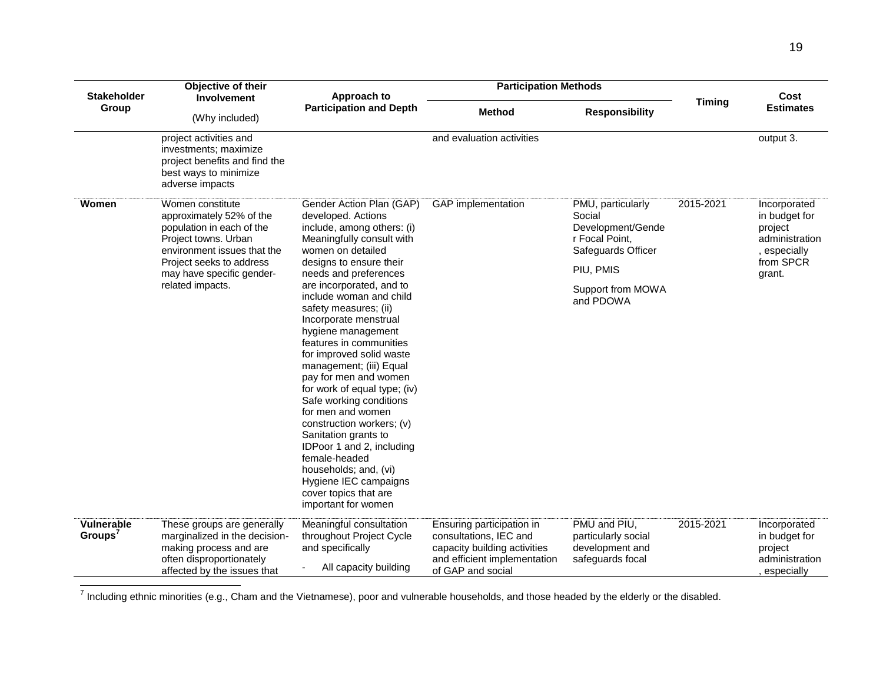| Stakeholder Group | Objective of their Involvement (Why included) | Approach to Participation and Depth | Participation Methods | | Timing | Cost Estimates |
|---|---|---|---|---|---|---|
| | | | Method | Responsibility | | |
| | project activities and investments; maximize project benefits and find the best ways to minimize adverse impacts | | and evaluation activities | | | output 3. |
| **Women** | Women constitute approximately 52% of the population in each of the Project towns. Urban environment issues that the Project seeks to address may have specific gender-related impacts. | Gender Action Plan (GAP) developed. Actions include, among others: (i) Meaningfully consult with women on detailed designs to ensure their needs and preferences are incorporated, and to include woman and child safety measures; (ii) Incorporate menstrual hygiene management features in communities for improved solid waste management; (iii) Equal pay for men and women for work of equal type; (iv) Safe working conditions for men and women construction workers; (v) Sanitation grants to IDPoor 1 and 2, including female-headed households; and, (vi) Hygiene IEC campaigns cover topics that are important for women | GAP implementation | PMU, particularly Social Development/Gender Focal Point, Safeguards Officer<br>PIU, PMIS<br>Support from MOWA and PDOWA | 2015-2021 | Incorporated in budget for project administration, especially from SPCR grant. |
| **Vulnerable Groups**[7] | These groups are generally marginalized in the decision-making process and are often disproportionately affected by the issues that | Meaningful consultation throughout Project Cycle and specifically<br>- All capacity building | Ensuring participation in consultations, IEC and capacity building activities and efficient implementation of GAP and social | PMU and PIU, particularly social development and safeguards focal | 2015-2021 | Incorporated in budget for project administration, especially |

[7] Including ethnic minorities (e.g., Cham and the Vietnamese), poor and vulnerable households, and those headed by the elderly or the disabled.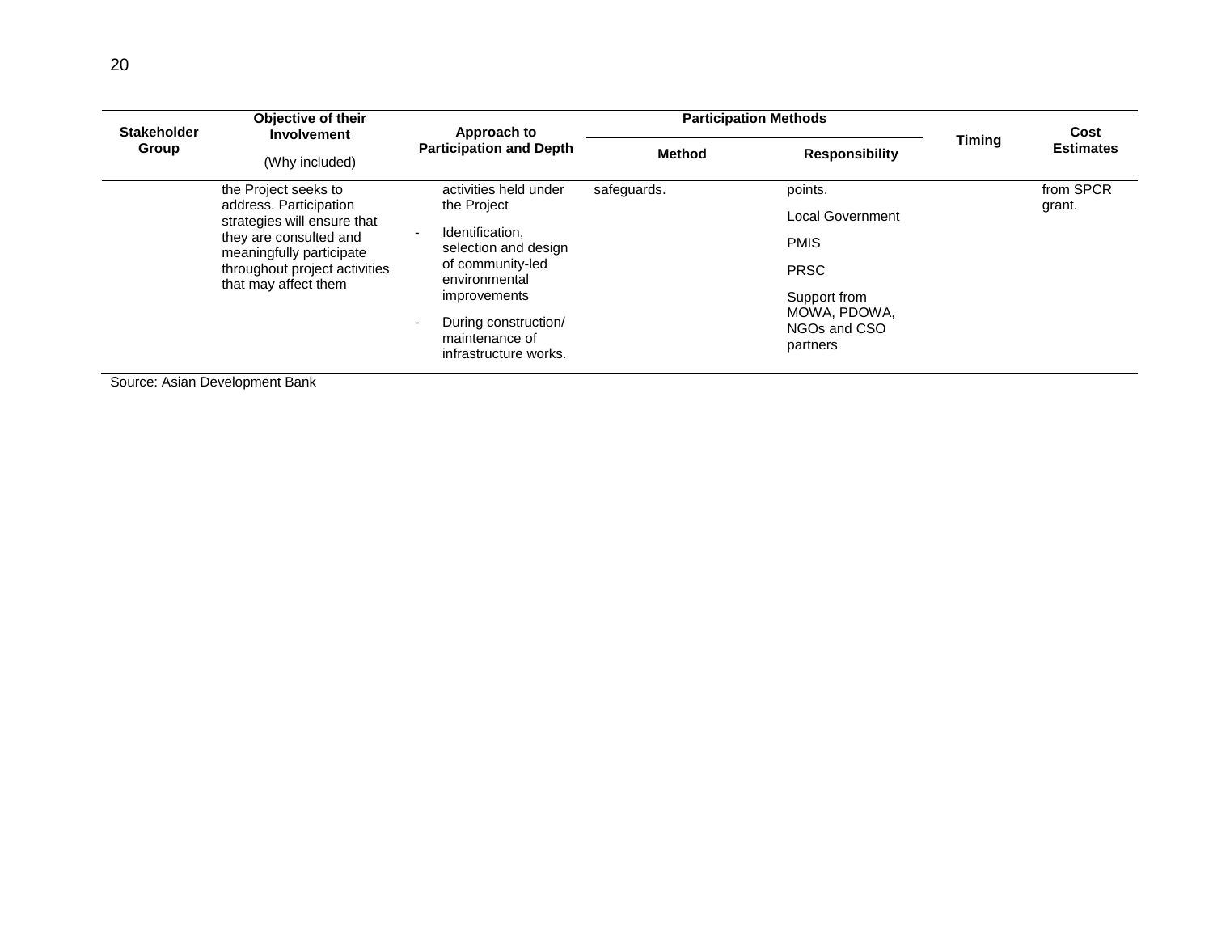| Stakeholder Group | Objective of their Involvement (Why included) | Approach to Participation and Depth | Participation Methods | | Timing | Cost Estimates |
|---|---|---|---|---|---|---|
| | | | Method | Responsibility | | |
| | the Project seeks to address. Participation strategies will ensure that they are consulted and meaningfully participate throughout project activities that may affect them | activities held under the Project<br>- Identification, selection and design of community-led environmental improvements<br>- During construction/ maintenance of infrastructure works. | safeguards. | points.<br>Local Government<br>PMIS<br>PRSC<br>Support from MOWA, PDOWA, NGOs and CSO partners | | from SPCR grant. |

Source: Asian Development Bank